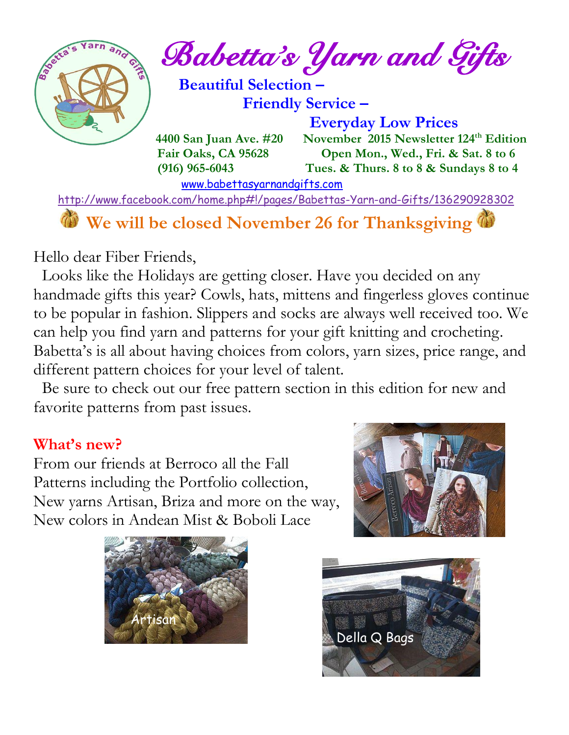# Babetta's Yarn and Gifts

**Beautiful Selection –**
**Friendly Service –**
**Everyday Low Prices**

**4400 San Juan Ave. #20**
**Fair Oaks, CA 95628**
**(916) 965-6043**

**November 2015 Newsletter 124th Edition**
**Open Mon., Wed., Fri. & Sat. 8 to 6**
**Tues. & Thurs. 8 to 8 & Sundays 8 to 4**

www.babettasyarnandgifts.com

http://www.facebook.com/home.php#!/pages/Babettas-Yarn-and-Gifts/136290928302

## We will be closed November 26 for Thanksgiving

Hello dear Fiber Friends,

Looks like the Holidays are getting closer. Have you decided on any handmade gifts this year? Cowls, hats, mittens and fingerless gloves continue to be popular in fashion. Slippers and socks are always well received too. We can help you find yarn and patterns for your gift knitting and crocheting. Babetta's is all about having choices from colors, yarn sizes, price range, and different pattern choices for your level of talent.

Be sure to check out our free pattern section in this edition for new and favorite patterns from past issues.

### What's new?

From our friends at Berroco all the Fall Patterns including the Portfolio collection, New yarns Artisan, Briza and more on the way, New colors in Andean Mist & Boboli Lace

Artisan

Della Q Bags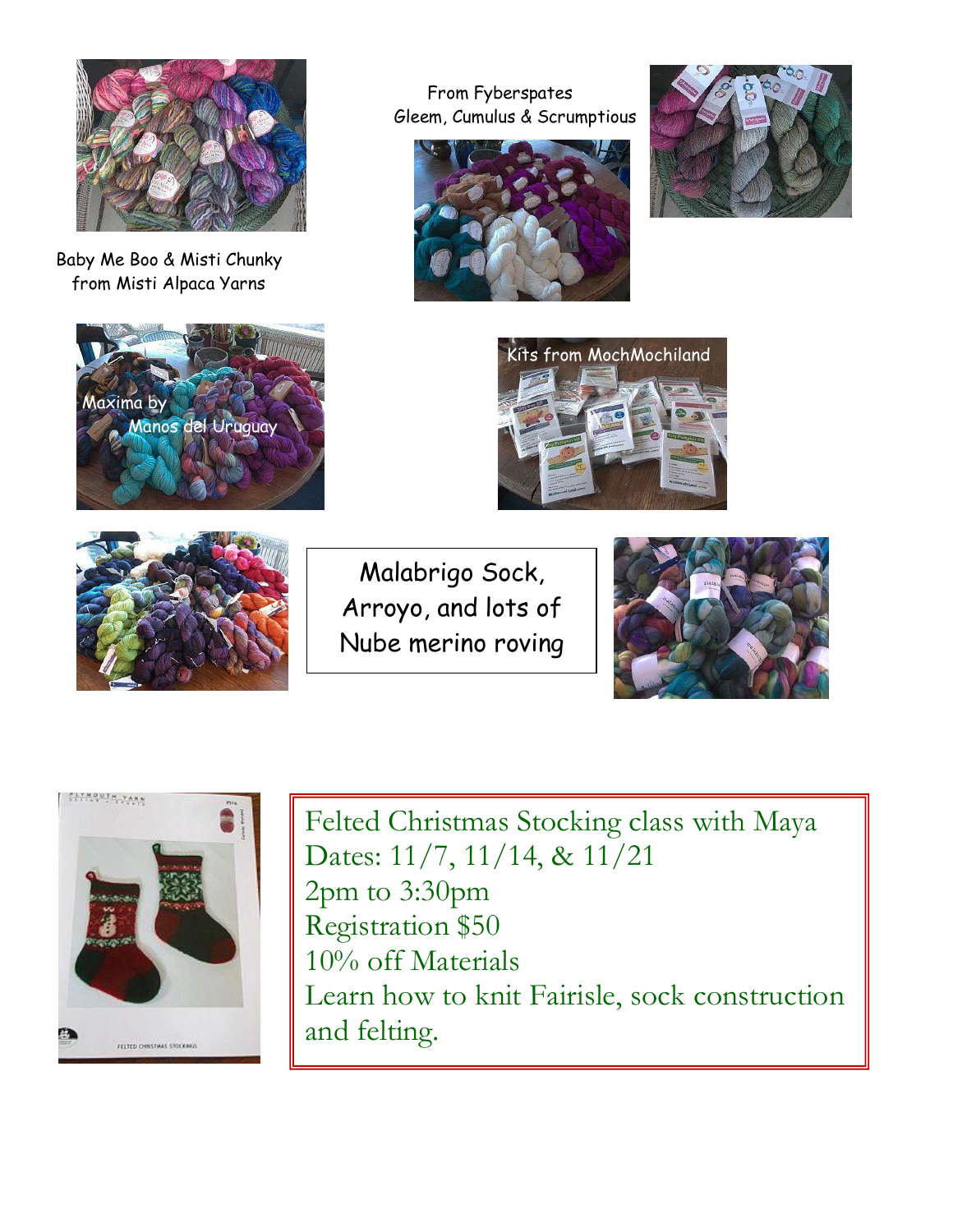Baby Me Boo & Misti Chunky
from Misti Alpaca Yarns

From Fyberspates
Gleem, Cumulus & Scrumptious

Maxima by
Manos del Uruguay

Kits from MochMochiland

Malabrigo Sock,
Arroyo, and lots of
Nube merino roving

Felted Christmas Stocking class with Maya
Dates: 11/7, 11/14, & 11/21
2pm to 3:30pm
Registration $50
10% off Materials
Learn how to knit Fairisle, sock construction and felting.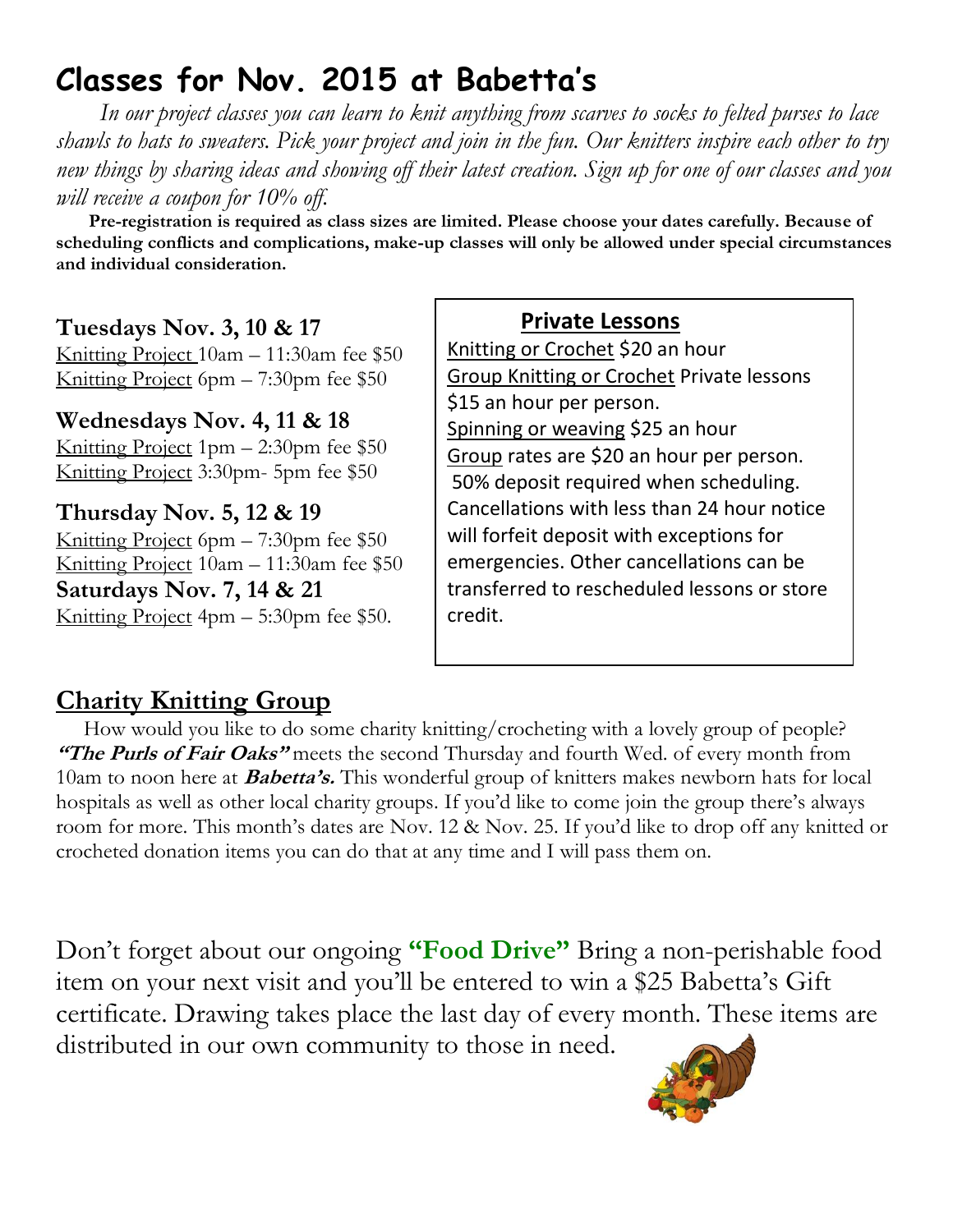# Classes for Nov. 2015 at Babetta's

*In our project classes you can learn to knit anything from scarves to socks to felted purses to lace shawls to hats to sweaters. Pick your project and join in the fun. Our knitters inspire each other to try new things by sharing ideas and showing off their latest creation. Sign up for one of our classes and you will receive a coupon for 10% off.*

**Pre-registration is required as class sizes are limited. Please choose your dates carefully. Because of scheduling conflicts and complications, make-up classes will only be allowed under special circumstances and individual consideration.**

**Tuesdays Nov. 3, 10 & 17**
Knitting Project 10am – 11:30am fee $50
Knitting Project 6pm – 7:30pm fee $50

**Wednesdays Nov. 4, 11 & 18**
Knitting Project 1pm – 2:30pm fee $50
Knitting Project 3:30pm- 5pm fee $50

**Thursday Nov. 5, 12 & 19**
Knitting Project 6pm – 7:30pm fee $50
Knitting Project 10am – 11:30am fee $50

**Saturdays Nov. 7, 14 & 21**
Knitting Project 4pm – 5:30pm fee $50.

## Private Lessons

Knitting or Crochet $20 an hour
Group Knitting or Crochet Private lessons $15 an hour per person.
Spinning or weaving $25 an hour
Group rates are $20 an hour per person.
50% deposit required when scheduling. Cancellations with less than 24 hour notice will forfeit deposit with exceptions for emergencies. Other cancellations can be transferred to rescheduled lessons or store credit.

## Charity Knitting Group

How would you like to do some charity knitting/crocheting with a lovely group of people? ***"The Purls of Fair Oaks"*** meets the second Thursday and fourth Wed. of every month from 10am to noon here at ***Babetta's.*** This wonderful group of knitters makes newborn hats for local hospitals as well as other local charity groups. If you'd like to come join the group there's always room for more. This month's dates are Nov. 12 & Nov. 25. If you'd like to drop off any knitted or crocheted donation items you can do that at any time and I will pass them on.

Don't forget about our ongoing **"Food Drive"** Bring a non-perishable food item on your next visit and you'll be entered to win a $25 Babetta's Gift certificate. Drawing takes place the last day of every month. These items are distributed in our own community to those in need.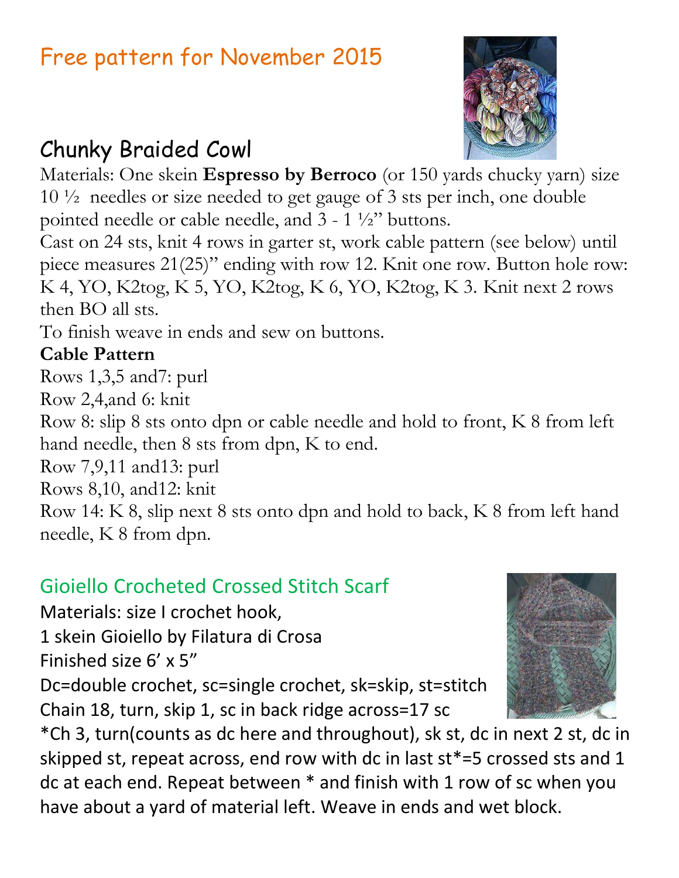# Free pattern for November 2015

## Chunky Braided Cowl

Materials: One skein **Espresso by Berroco** (or 150 yards chucky yarn) size 10 ½ needles or size needed to get gauge of 3 sts per inch, one double pointed needle or cable needle, and 3 - 1 ½" buttons.

Cast on 24 sts, knit 4 rows in garter st, work cable pattern (see below) until piece measures 21(25)" ending with row 12. Knit one row. Button hole row: K 4, YO, K2tog, K 5, YO, K2tog, K 6, YO, K2tog, K 3. Knit next 2 rows then BO all sts.

To finish weave in ends and sew on buttons.

**Cable Pattern**

Rows 1,3,5 and7: purl

Row 2,4,and 6: knit

Row 8: slip 8 sts onto dpn or cable needle and hold to front, K 8 from left hand needle, then 8 sts from dpn, K to end.

Row 7,9,11 and13: purl

Rows 8,10, and12: knit

Row 14: K 8, slip next 8 sts onto dpn and hold to back, K 8 from left hand needle, K 8 from dpn.

## Gioiello Crocheted Crossed Stitch Scarf

Materials: size I crochet hook,

1 skein Gioiello by Filatura di Crosa

Finished size 6' x 5"

Dc=double crochet, sc=single crochet, sk=skip, st=stitch

Chain 18, turn, skip 1, sc in back ridge across=17 sc

*Ch 3, turn(counts as dc here and throughout), sk st, dc in next 2 st, dc in skipped st, repeat across, end row with dc in last st*=5 crossed sts and 1 dc at each end. Repeat between * and finish with 1 row of sc when you have about a yard of material left. Weave in ends and wet block.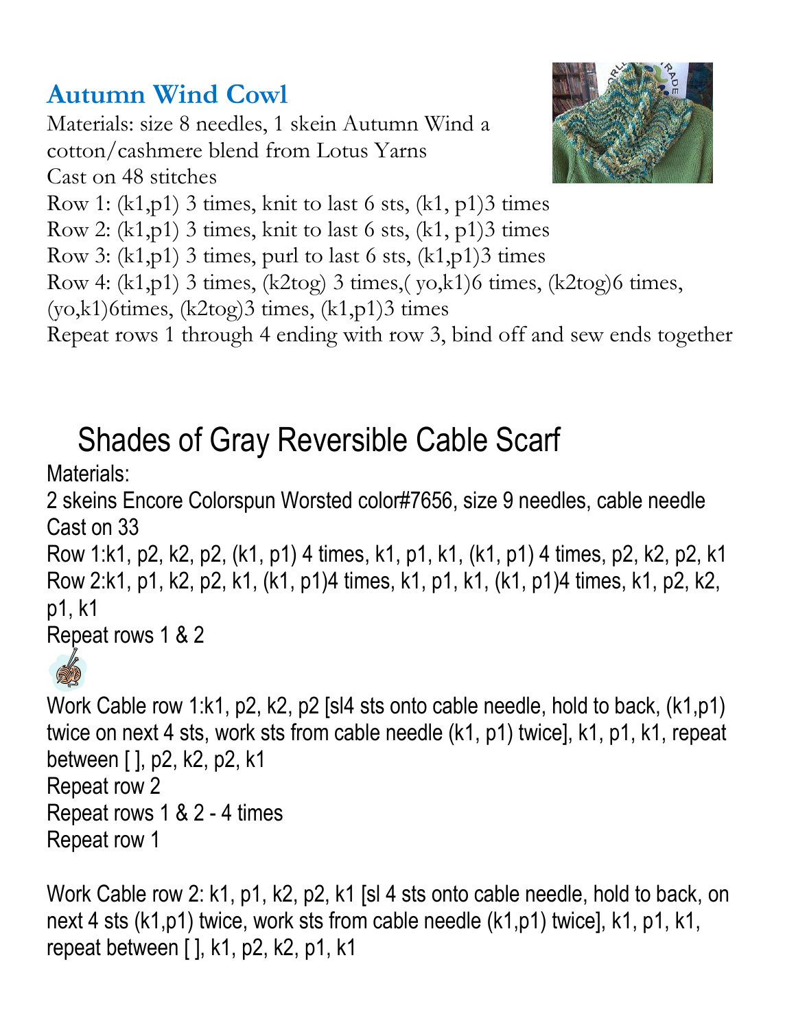## Autumn Wind Cowl

Materials: size 8 needles, 1 skein Autumn Wind a cotton/cashmere blend from Lotus Yarns

Cast on 48 stitches

Row 1: (k1,p1) 3 times, knit to last 6 sts, (k1, p1)3 times

Row 2: (k1,p1) 3 times, knit to last 6 sts, (k1, p1)3 times

Row 3: (k1,p1) 3 times, purl to last 6 sts, (k1,p1)3 times

Row 4: (k1,p1) 3 times, (k2tog) 3 times,( yo,k1)6 times, (k2tog)6 times, (yo,k1)6times, (k2tog)3 times, (k1,p1)3 times

Repeat rows 1 through 4 ending with row 3, bind off and sew ends together

# Shades of Gray Reversible Cable Scarf

Materials:

2 skeins Encore Colorspun Worsted color#7656, size 9 needles, cable needle

Cast on 33

Row 1:k1, p2, k2, p2, (k1, p1) 4 times, k1, p1, k1, (k1, p1) 4 times, p2, k2, p2, k1

Row 2:k1, p1, k2, p2, k1, (k1, p1)4 times, k1, p1, k1, (k1, p1)4 times, k1, p2, k2, p1, k1

Repeat rows 1 & 2

Work Cable row 1:k1, p2, k2, p2 [sl4 sts onto cable needle, hold to back, (k1,p1) twice on next 4 sts, work sts from cable needle (k1, p1) twice], k1, p1, k1, repeat between [ ], p2, k2, p2, k1

Repeat row 2

Repeat rows 1 & 2 - 4 times

Repeat row 1

Work Cable row 2: k1, p1, k2, p2, k1 [sl 4 sts onto cable needle, hold to back, on next 4 sts (k1,p1) twice, work sts from cable needle (k1,p1) twice], k1, p1, k1, repeat between [ ], k1, p2, k2, p1, k1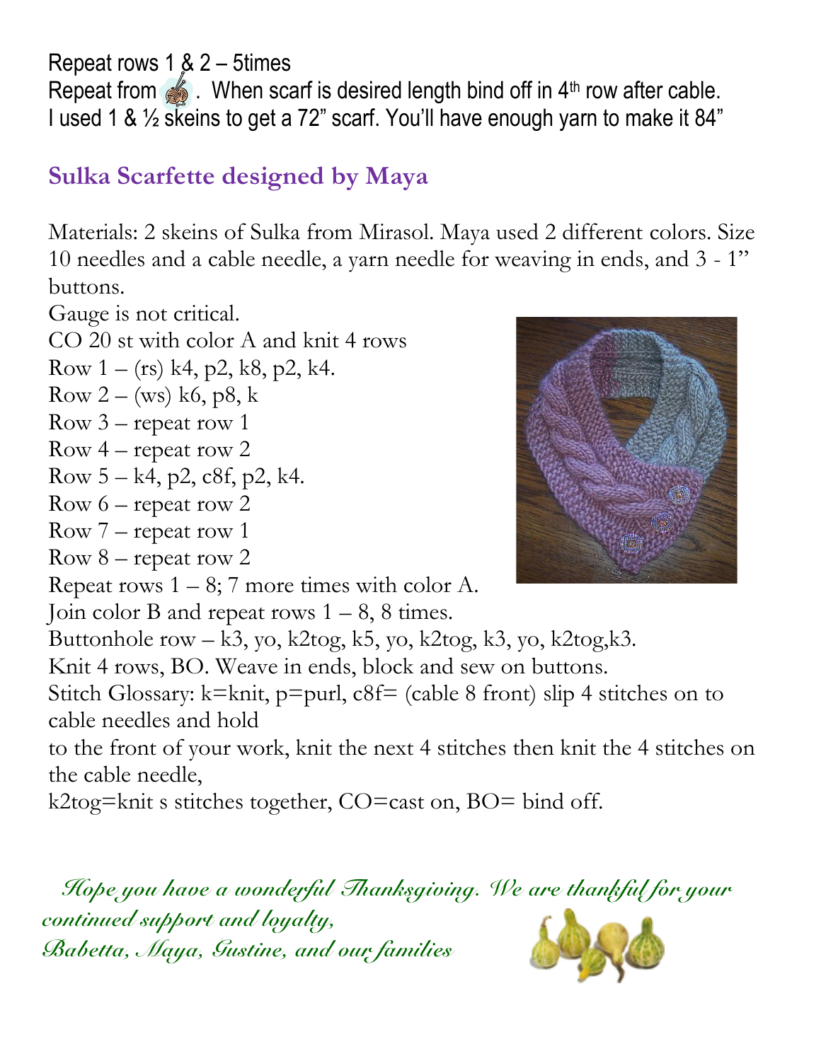Repeat rows 1 & 2 – 5times

Repeat from . When scarf is desired length bind off in 4th row after cable.

I used 1 & ½ skeins to get a 72" scarf. You'll have enough yarn to make it 84"

## Sulka Scarfette designed by Maya

Materials: 2 skeins of Sulka from Mirasol. Maya used 2 different colors. Size 10 needles and a cable needle, a yarn needle for weaving in ends, and 3 - 1" buttons.

Gauge is not critical.

CO 20 st with color A and knit 4 rows

Row 1 – (rs) k4, p2, k8, p2, k4.

Row 2 – (ws) k6, p8, k

Row 3 – repeat row 1

Row 4 – repeat row 2

Row 5 – k4, p2, c8f, p2, k4.

Row 6 – repeat row 2

Row 7 – repeat row 1

Row 8 – repeat row 2

Repeat rows 1 – 8; 7 more times with color A.

Join color B and repeat rows 1 – 8, 8 times.

Buttonhole row – k3, yo, k2tog, k5, yo, k2tog, k3, yo, k2tog,k3.

Knit 4 rows, BO. Weave in ends, block and sew on buttons.

Stitch Glossary: k=knit, p=purl, c8f= (cable 8 front) slip 4 stitches on to cable needles and hold

to the front of your work, knit the next 4 stitches then knit the 4 stitches on the cable needle,

k2tog=knit s stitches together, CO=cast on, BO= bind off.

*Hope you have a wonderful Thanksgiving. We are thankful for your continued support and loyalty,*

*Babetta, Maya, Gustine, and our families*